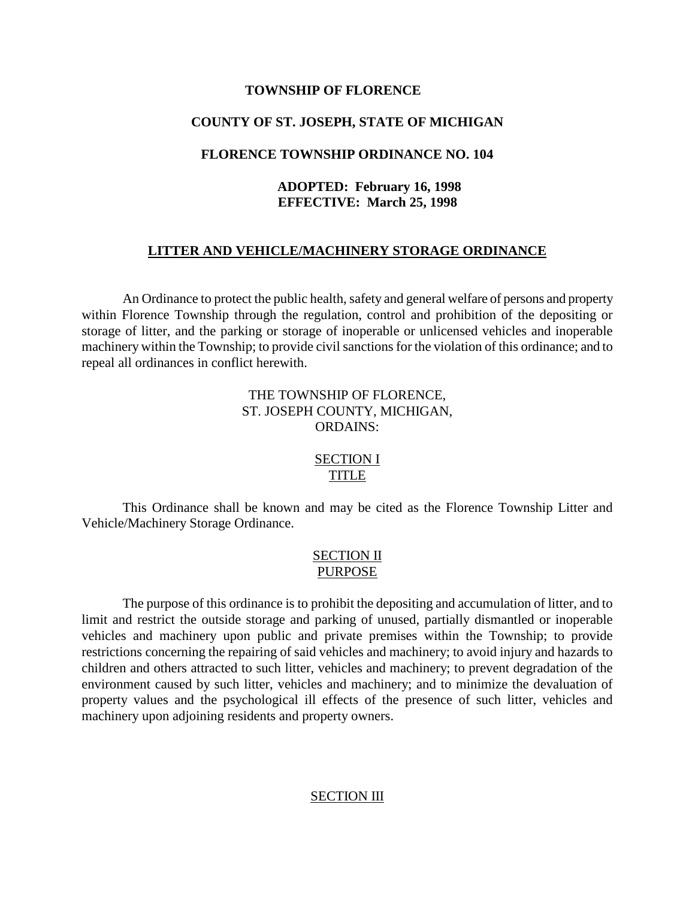**TOWNSHIP OF FLORENCE**

**COUNTY OF ST. JOSEPH, STATE OF MICHIGAN**

**FLORENCE TOWNSHIP ORDINANCE NO. 104**

**ADOPTED: February 16, 1998**
**EFFECTIVE: March 25, 1998**

# LITTER AND VEHICLE/MACHINERY STORAGE ORDINANCE

An Ordinance to protect the public health, safety and general welfare of persons and property within Florence Township through the regulation, control and prohibition of the depositing or storage of litter, and the parking or storage of inoperable or unlicensed vehicles and inoperable machinery within the Township; to provide civil sanctions for the violation of this ordinance; and to repeal all ordinances in conflict herewith.

THE TOWNSHIP OF FLORENCE,
ST. JOSEPH COUNTY, MICHIGAN,
ORDAINS:

## SECTION I
## TITLE

This Ordinance shall be known and may be cited as the Florence Township Litter and Vehicle/Machinery Storage Ordinance.

## SECTION II
## PURPOSE

The purpose of this ordinance is to prohibit the depositing and accumulation of litter, and to limit and restrict the outside storage and parking of unused, partially dismantled or inoperable vehicles and machinery upon public and private premises within the Township; to provide restrictions concerning the repairing of said vehicles and machinery; to avoid injury and hazards to children and others attracted to such litter, vehicles and machinery; to prevent degradation of the environment caused by such litter, vehicles and machinery; and to minimize the devaluation of property values and the psychological ill effects of the presence of such litter, vehicles and machinery upon adjoining residents and property owners.

## SECTION III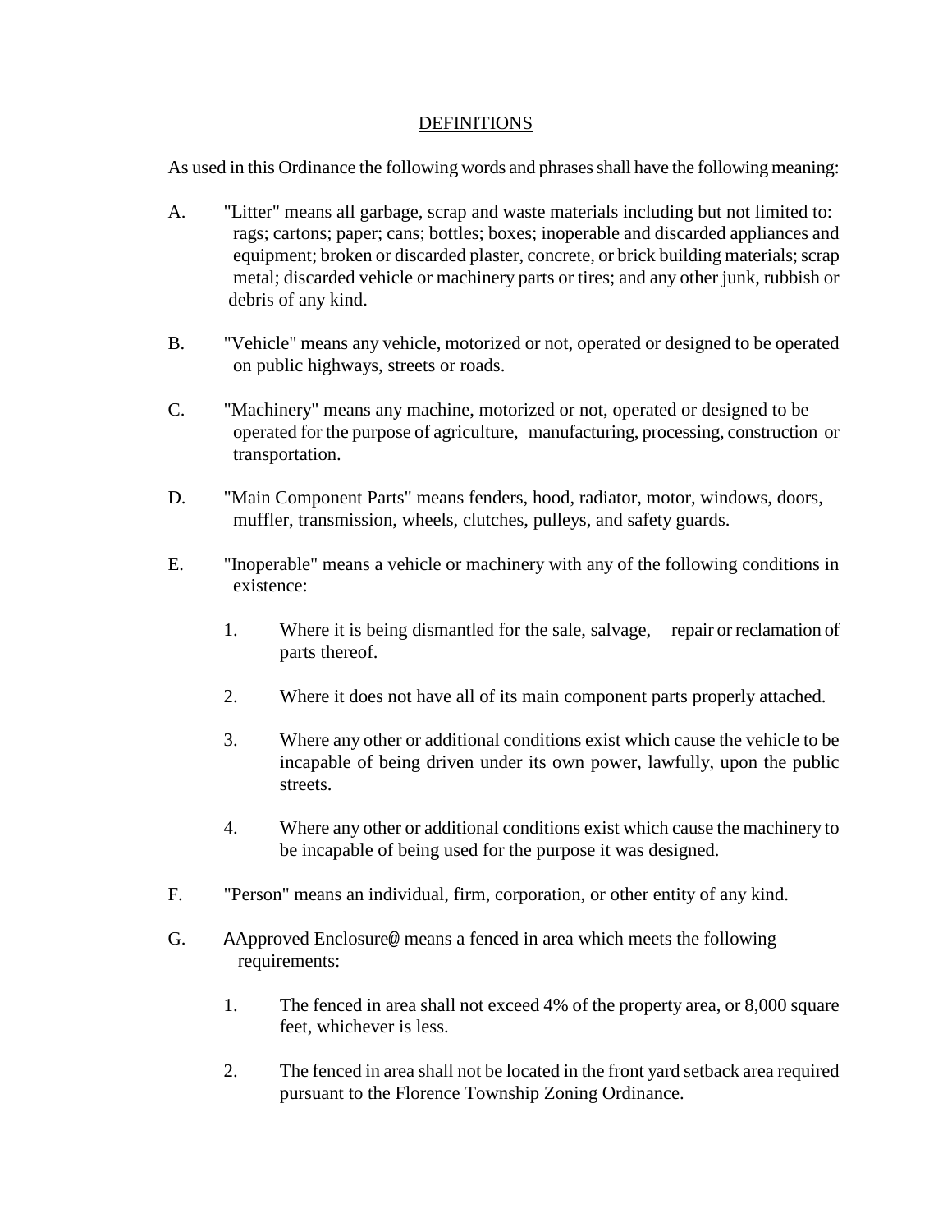## DEFINITIONS

As used in this Ordinance the following words and phrases shall have the following meaning:

A. "Litter" means all garbage, scrap and waste materials including but not limited to: rags; cartons; paper; cans; bottles; boxes; inoperable and discarded appliances and equipment; broken or discarded plaster, concrete, or brick building materials; scrap metal; discarded vehicle or machinery parts or tires; and any other junk, rubbish or debris of any kind.

B. "Vehicle" means any vehicle, motorized or not, operated or designed to be operated on public highways, streets or roads.

C. "Machinery" means any machine, motorized or not, operated or designed to be operated for the purpose of agriculture, manufacturing, processing, construction or transportation.

D. "Main Component Parts" means fenders, hood, radiator, motor, windows, doors, muffler, transmission, wheels, clutches, pulleys, and safety guards.

E. "Inoperable" means a vehicle or machinery with any of the following conditions in existence:

   1. Where it is being dismantled for the sale, salvage, repair or reclamation of parts thereof.

   2. Where it does not have all of its main component parts properly attached.

   3. Where any other or additional conditions exist which cause the vehicle to be incapable of being driven under its own power, lawfully, upon the public streets.

   4. Where any other or additional conditions exist which cause the machinery to be incapable of being used for the purpose it was designed.

F. "Person" means an individual, firm, corporation, or other entity of any kind.

G. AApproved Enclosure@ means a fenced in area which meets the following requirements:

   1. The fenced in area shall not exceed 4% of the property area, or 8,000 square feet, whichever is less.

   2. The fenced in area shall not be located in the front yard setback area required pursuant to the Florence Township Zoning Ordinance.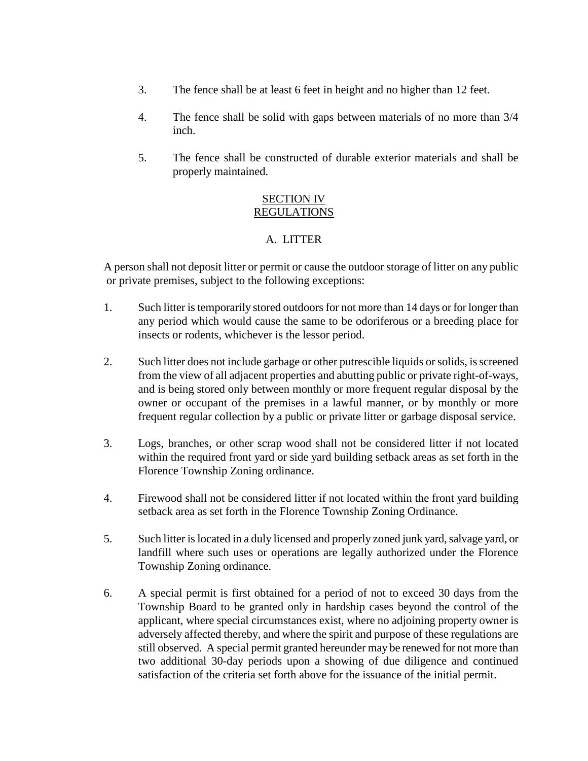3. The fence shall be at least 6 feet in height and no higher than 12 feet.

4. The fence shall be solid with gaps between materials of no more than 3/4 inch.

5. The fence shall be constructed of durable exterior materials and shall be properly maintained.

## SECTION IV
## REGULATIONS

### A. LITTER

A person shall not deposit litter or permit or cause the outdoor storage of litter on any public or private premises, subject to the following exceptions:

1. Such litter is temporarily stored outdoors for not more than 14 days or for longer than any period which would cause the same to be odoriferous or a breeding place for insects or rodents, whichever is the lessor period.

2. Such litter does not include garbage or other putrescible liquids or solids, is screened from the view of all adjacent properties and abutting public or private right-of-ways, and is being stored only between monthly or more frequent regular disposal by the owner or occupant of the premises in a lawful manner, or by monthly or more frequent regular collection by a public or private litter or garbage disposal service.

3. Logs, branches, or other scrap wood shall not be considered litter if not located within the required front yard or side yard building setback areas as set forth in the Florence Township Zoning ordinance.

4. Firewood shall not be considered litter if not located within the front yard building setback area as set forth in the Florence Township Zoning Ordinance.

5. Such litter is located in a duly licensed and properly zoned junk yard, salvage yard, or landfill where such uses or operations are legally authorized under the Florence Township Zoning ordinance.

6. A special permit is first obtained for a period of not to exceed 30 days from the Township Board to be granted only in hardship cases beyond the control of the applicant, where special circumstances exist, where no adjoining property owner is adversely affected thereby, and where the spirit and purpose of these regulations are still observed. A special permit granted hereunder may be renewed for not more than two additional 30-day periods upon a showing of due diligence and continued satisfaction of the criteria set forth above for the issuance of the initial permit.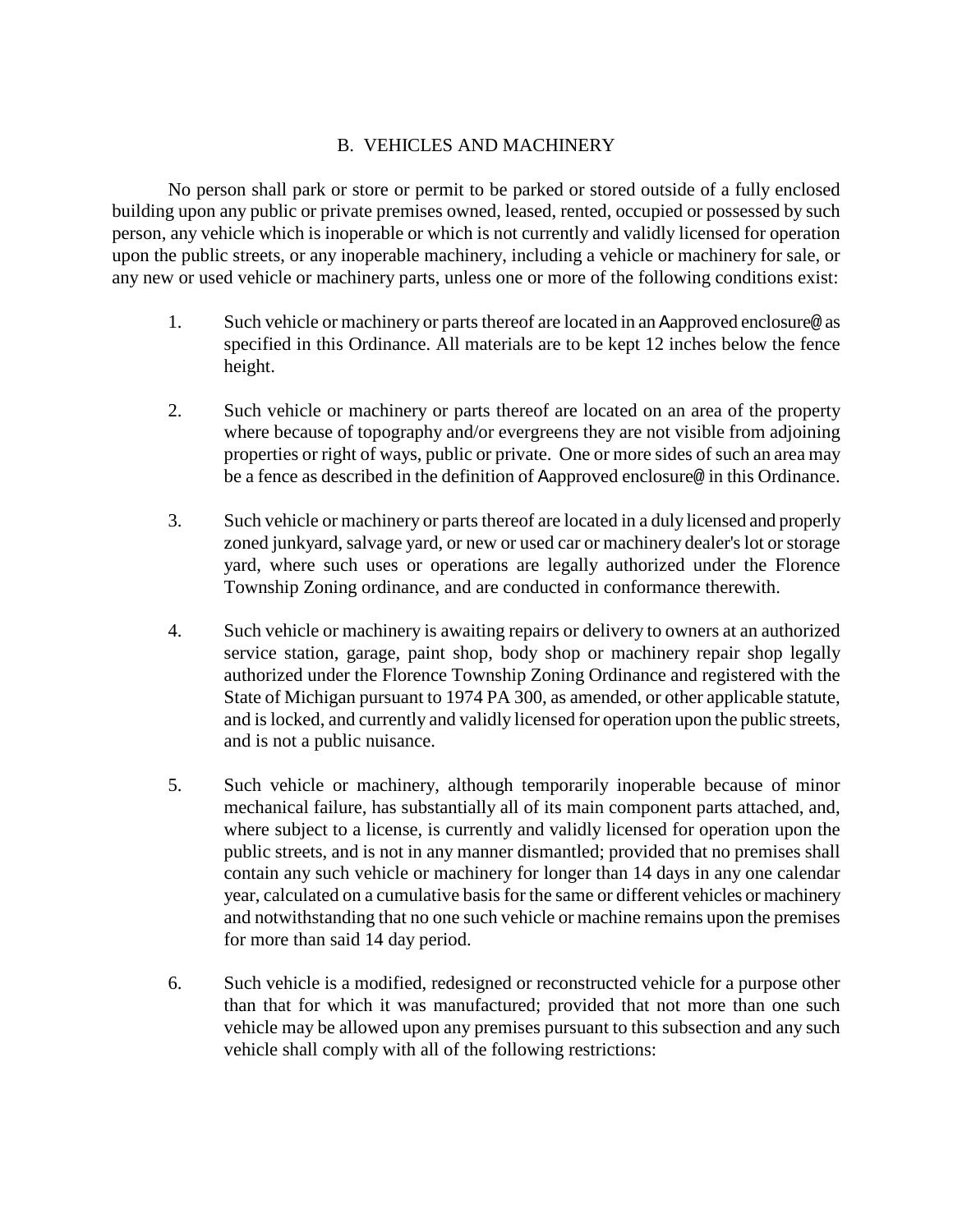## B. VEHICLES AND MACHINERY

No person shall park or store or permit to be parked or stored outside of a fully enclosed building upon any public or private premises owned, leased, rented, occupied or possessed by such person, any vehicle which is inoperable or which is not currently and validly licensed for operation upon the public streets, or any inoperable machinery, including a vehicle or machinery for sale, or any new or used vehicle or machinery parts, unless one or more of the following conditions exist:

1. Such vehicle or machinery or parts thereof are located in an Aapproved enclosure@ as specified in this Ordinance. All materials are to be kept 12 inches below the fence height.

2. Such vehicle or machinery or parts thereof are located on an area of the property where because of topography and/or evergreens they are not visible from adjoining properties or right of ways, public or private. One or more sides of such an area may be a fence as described in the definition of Aapproved enclosure@ in this Ordinance.

3. Such vehicle or machinery or parts thereof are located in a duly licensed and properly zoned junkyard, salvage yard, or new or used car or machinery dealer's lot or storage yard, where such uses or operations are legally authorized under the Florence Township Zoning ordinance, and are conducted in conformance therewith.

4. Such vehicle or machinery is awaiting repairs or delivery to owners at an authorized service station, garage, paint shop, body shop or machinery repair shop legally authorized under the Florence Township Zoning Ordinance and registered with the State of Michigan pursuant to 1974 PA 300, as amended, or other applicable statute, and is locked, and currently and validly licensed for operation upon the public streets, and is not a public nuisance.

5. Such vehicle or machinery, although temporarily inoperable because of minor mechanical failure, has substantially all of its main component parts attached, and, where subject to a license, is currently and validly licensed for operation upon the public streets, and is not in any manner dismantled; provided that no premises shall contain any such vehicle or machinery for longer than 14 days in any one calendar year, calculated on a cumulative basis for the same or different vehicles or machinery and notwithstanding that no one such vehicle or machine remains upon the premises for more than said 14 day period.

6. Such vehicle is a modified, redesigned or reconstructed vehicle for a purpose other than that for which it was manufactured; provided that not more than one such vehicle may be allowed upon any premises pursuant to this subsection and any such vehicle shall comply with all of the following restrictions: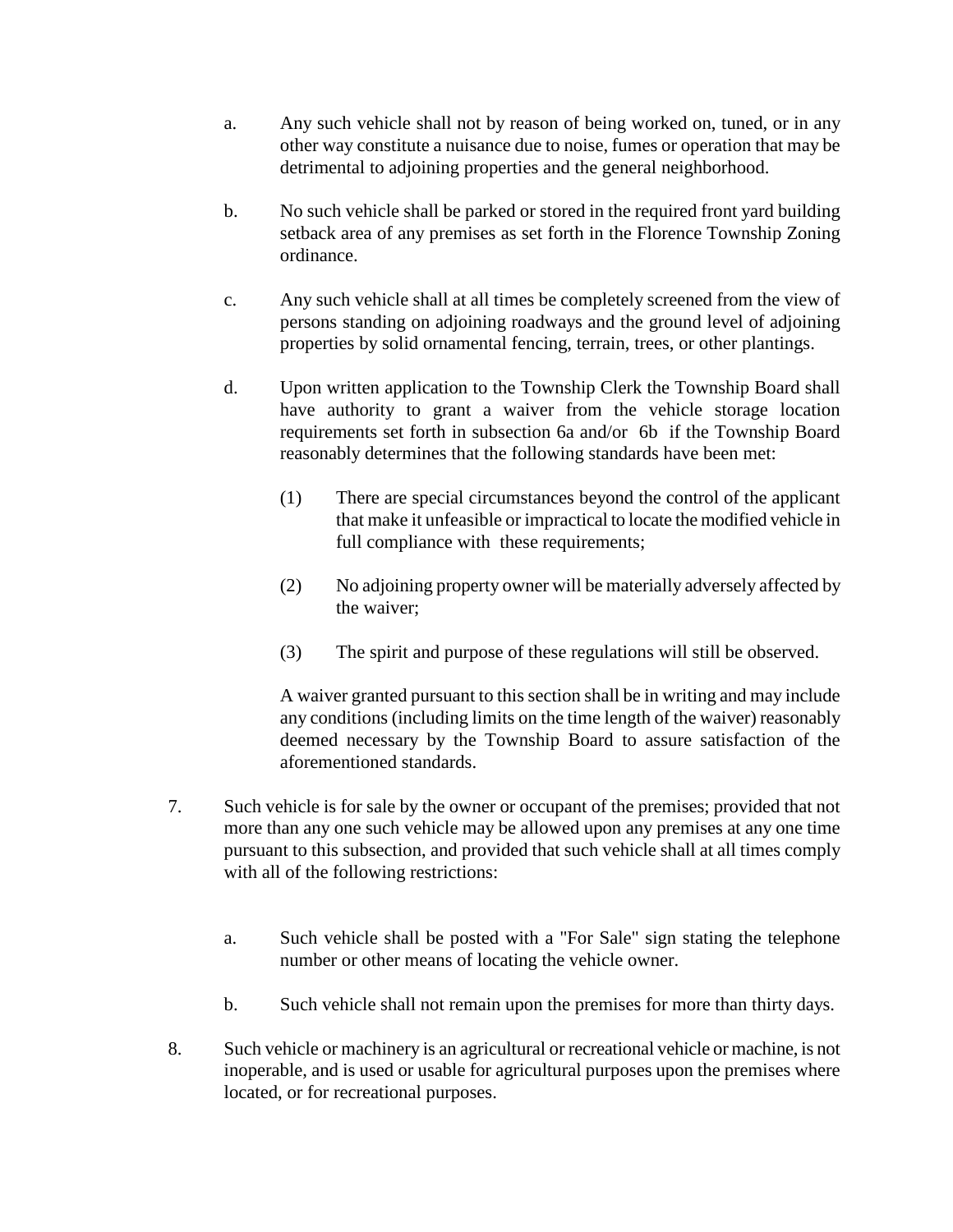a. Any such vehicle shall not by reason of being worked on, tuned, or in any other way constitute a nuisance due to noise, fumes or operation that may be detrimental to adjoining properties and the general neighborhood.

b. No such vehicle shall be parked or stored in the required front yard building setback area of any premises as set forth in the Florence Township Zoning ordinance.

c. Any such vehicle shall at all times be completely screened from the view of persons standing on adjoining roadways and the ground level of adjoining properties by solid ornamental fencing, terrain, trees, or other plantings.

d. Upon written application to the Township Clerk the Township Board shall have authority to grant a waiver from the vehicle storage location requirements set forth in subsection 6a and/or 6b if the Township Board reasonably determines that the following standards have been met:

   (1) There are special circumstances beyond the control of the applicant that make it unfeasible or impractical to locate the modified vehicle in full compliance with these requirements;

   (2) No adjoining property owner will be materially adversely affected by the waiver;

   (3) The spirit and purpose of these regulations will still be observed.

   A waiver granted pursuant to this section shall be in writing and may include any conditions (including limits on the time length of the waiver) reasonably deemed necessary by the Township Board to assure satisfaction of the aforementioned standards.

7. Such vehicle is for sale by the owner or occupant of the premises; provided that not more than any one such vehicle may be allowed upon any premises at any one time pursuant to this subsection, and provided that such vehicle shall at all times comply with all of the following restrictions:

   a. Such vehicle shall be posted with a "For Sale" sign stating the telephone number or other means of locating the vehicle owner.

   b. Such vehicle shall not remain upon the premises for more than thirty days.

8. Such vehicle or machinery is an agricultural or recreational vehicle or machine, is not inoperable, and is used or usable for agricultural purposes upon the premises where located, or for recreational purposes.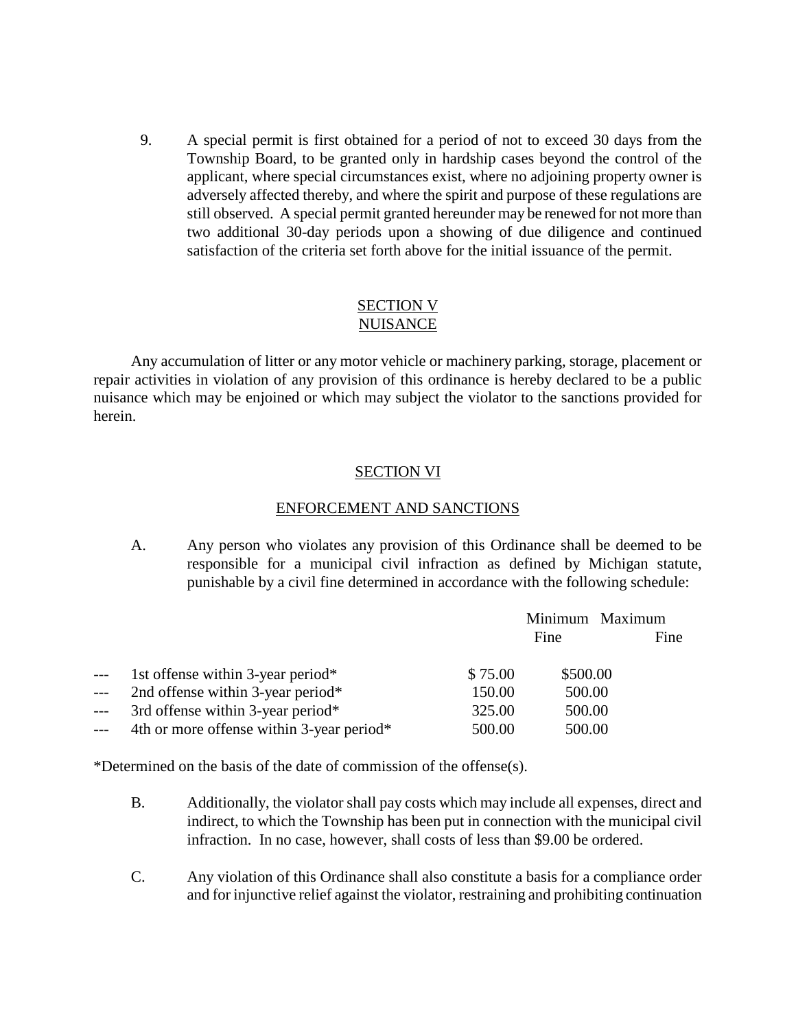9. A special permit is first obtained for a period of not to exceed 30 days from the Township Board, to be granted only in hardship cases beyond the control of the applicant, where special circumstances exist, where no adjoining property owner is adversely affected thereby, and where the spirit and purpose of these regulations are still observed. A special permit granted hereunder may be renewed for not more than two additional 30-day periods upon a showing of due diligence and continued satisfaction of the criteria set forth above for the initial issuance of the permit.

## SECTION V
## NUISANCE

Any accumulation of litter or any motor vehicle or machinery parking, storage, placement or repair activities in violation of any provision of this ordinance is hereby declared to be a public nuisance which may be enjoined or which may subject the violator to the sanctions provided for herein.

## SECTION VI

## ENFORCEMENT AND SANCTIONS

A. Any person who violates any provision of this Ordinance shall be deemed to be responsible for a municipal civil infraction as defined by Michigan statute, punishable by a civil fine determined in accordance with the following schedule:

| | Minimum Fine | Maximum Fine |
|---|---|---|
| --- 1st offense within 3-year period* | $ 75.00 | $500.00 |
| --- 2nd offense within 3-year period* | 150.00 | 500.00 |
| --- 3rd offense within 3-year period* | 325.00 | 500.00 |
| --- 4th or more offense within 3-year period* | 500.00 | 500.00 |

*Determined on the basis of the date of commission of the offense(s).

B. Additionally, the violator shall pay costs which may include all expenses, direct and indirect, to which the Township has been put in connection with the municipal civil infraction. In no case, however, shall costs of less than $9.00 be ordered.

C. Any violation of this Ordinance shall also constitute a basis for a compliance order and for injunctive relief against the violator, restraining and prohibiting continuation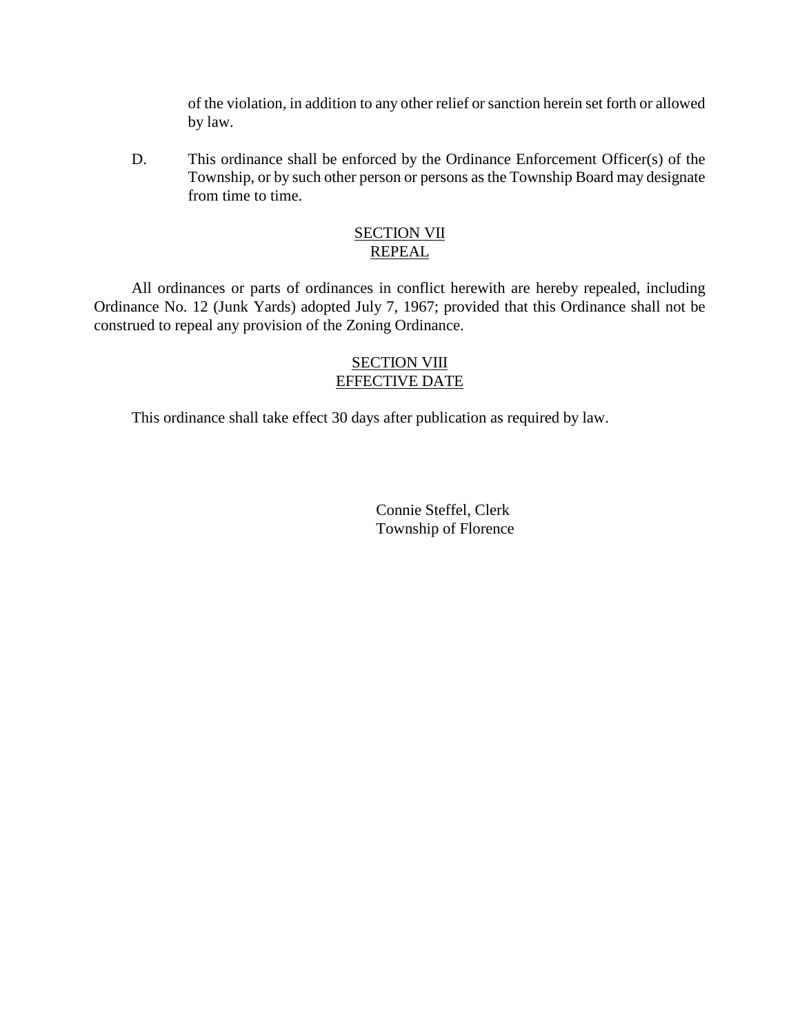of the violation, in addition to any other relief or sanction herein set forth or allowed by law.

D. This ordinance shall be enforced by the Ordinance Enforcement Officer(s) of the Township, or by such other person or persons as the Township Board may designate from time to time.

## SECTION VII
## REPEAL

All ordinances or parts of ordinances in conflict herewith are hereby repealed, including Ordinance No. 12 (Junk Yards) adopted July 7, 1967; provided that this Ordinance shall not be construed to repeal any provision of the Zoning Ordinance.

## SECTION VIII
## EFFECTIVE DATE

This ordinance shall take effect 30 days after publication as required by law.

Connie Steffel, Clerk
Township of Florence